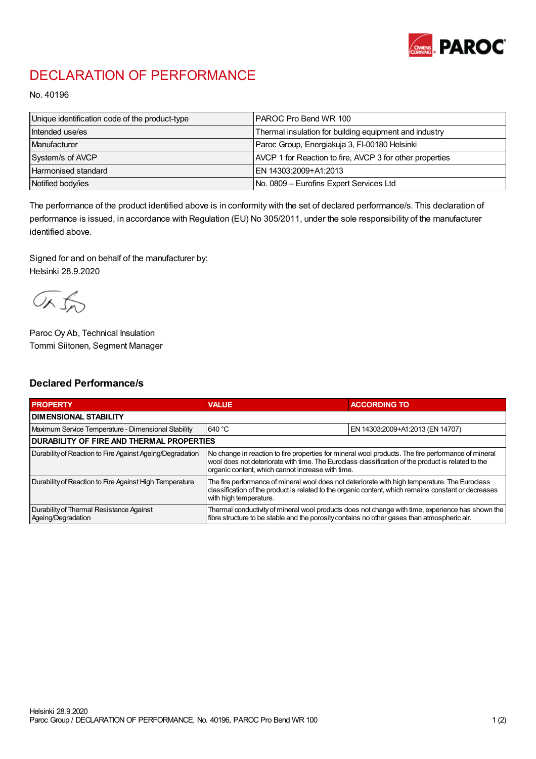# DECLARATION OF PERFORMANCE

No. 40196

| Unique identification code of the product-type | PAROC Pro Bend WR 100 |
|---|---|
| Intended use/es | Thermal insulation for building equipment and industry |
| Manufacturer | Paroc Group, Energiakuja 3, FI-00180 Helsinki |
| System/s of AVCP | AVCP 1 for Reaction to fire, AVCP 3 for other properties |
| Harmonised standard | EN 14303:2009+A1:2013 |
| Notified body/ies | No. 0809 – Eurofins Expert Services Ltd |

The performance of the product identified above is in conformity with the set of declared performance/s. This declaration of performance is issued, in accordance with Regulation (EU) No 305/2011, under the sole responsibility of the manufacturer identified above.

Signed for and on behalf of the manufacturer by:
Helsinki 28.9.2020

Paroc Oy Ab, Technical Insulation
Tommi Siitonen, Segment Manager

## Declared Performance/s

| PROPERTY | VALUE | ACCORDING TO |
|---|---|---|
| **DIMENSIONAL STABILITY** | | |
| Maximum Service Temperature - Dimensional Stability | 640 °C | EN 14303:2009+A1:2013 (EN 14707) |
| **DURABILITY OF FIRE AND THERMAL PROPERTIES** | | |
| Durability of Reaction to Fire Against Ageing/Degradation | No change in reaction to fire properties for mineral wool products. The fire performance of mineral wool does not deteriorate with time. The Euroclass classification of the product is related to the organic content, which cannot increase with time. | |
| Durability of Reaction to Fire Against High Temperature | The fire performance of mineral wool does not deteriorate with high temperature. The Euroclass classification of the product is related to the organic content, which remains constant or decreases with high temperature. | |
| Durability of Thermal Resistance Against Ageing/Degradation | Thermal conductivity of mineral wool products does not change with time, experience has shown the fibre structure to be stable and the porosity contains no other gases than atmospheric air. | |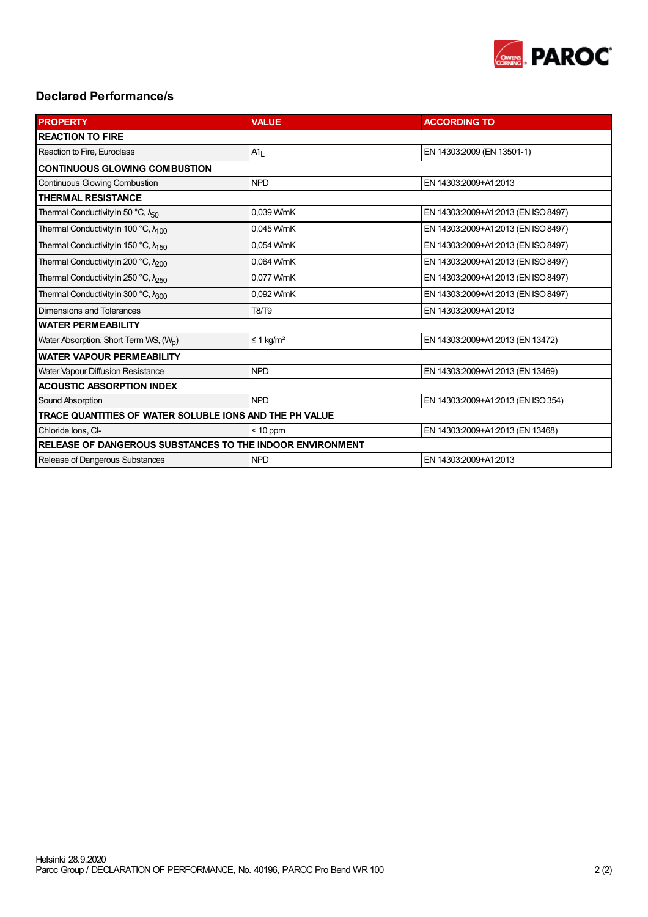## Declared Performance/s

| PROPERTY | VALUE | ACCORDING TO |
|---|---|---|
| **REACTION TO FIRE** | | |
| Reaction to Fire, Euroclass | $A1_L$ | EN 14303:2009 (EN 13501-1) |
| **CONTINUOUS GLOWING COMBUSTION** | | |
| Continuous Glowing Combustion | NPD | EN 14303:2009+A1:2013 |
| **THERMAL RESISTANCE** | | |
| Thermal Conductivity in 50 °C, $\lambda_{50}$ | 0,039 W/mK | EN 14303:2009+A1:2013 (EN ISO 8497) |
| Thermal Conductivity in 100 °C, $\lambda_{100}$ | 0,045 W/mK | EN 14303:2009+A1:2013 (EN ISO 8497) |
| Thermal Conductivity in 150 °C, $\lambda_{150}$ | 0,054 W/mK | EN 14303:2009+A1:2013 (EN ISO 8497) |
| Thermal Conductivity in 200 °C, $\lambda_{200}$ | 0,064 W/mK | EN 14303:2009+A1:2013 (EN ISO 8497) |
| Thermal Conductivity in 250 °C, $\lambda_{250}$ | 0,077 W/mK | EN 14303:2009+A1:2013 (EN ISO 8497) |
| Thermal Conductivity in 300 °C, $\lambda_{300}$ | 0,092 W/mK | EN 14303:2009+A1:2013 (EN ISO 8497) |
| Dimensions and Tolerances | T8/T9 | EN 14303:2009+A1:2013 |
| **WATER PERMEABILITY** | | |
| Water Absorption, Short Term WS, ($W_p$) | ≤ 1 kg/m² | EN 14303:2009+A1:2013 (EN 13472) |
| **WATER VAPOUR PERMEABILITY** | | |
| Water Vapour Diffusion Resistance | NPD | EN 14303:2009+A1:2013 (EN 13469) |
| **ACOUSTIC ABSORPTION INDEX** | | |
| Sound Absorption | NPD | EN 14303:2009+A1:2013 (EN ISO 354) |
| **TRACE QUANTITIES OF WATER SOLUBLE IONS AND THE PH VALUE** | | |
| Chloride Ions, Cl- | < 10 ppm | EN 14303:2009+A1:2013 (EN 13468) |
| **RELEASE OF DANGEROUS SUBSTANCES TO THE INDOOR ENVIRONMENT** | | |
| Release of Dangerous Substances | NPD | EN 14303:2009+A1:2013 |

Helsinki 28.9.2020

Paroc Group / DECLARATION OF PERFORMANCE, No. 40196, PAROC Pro Bend WR 100